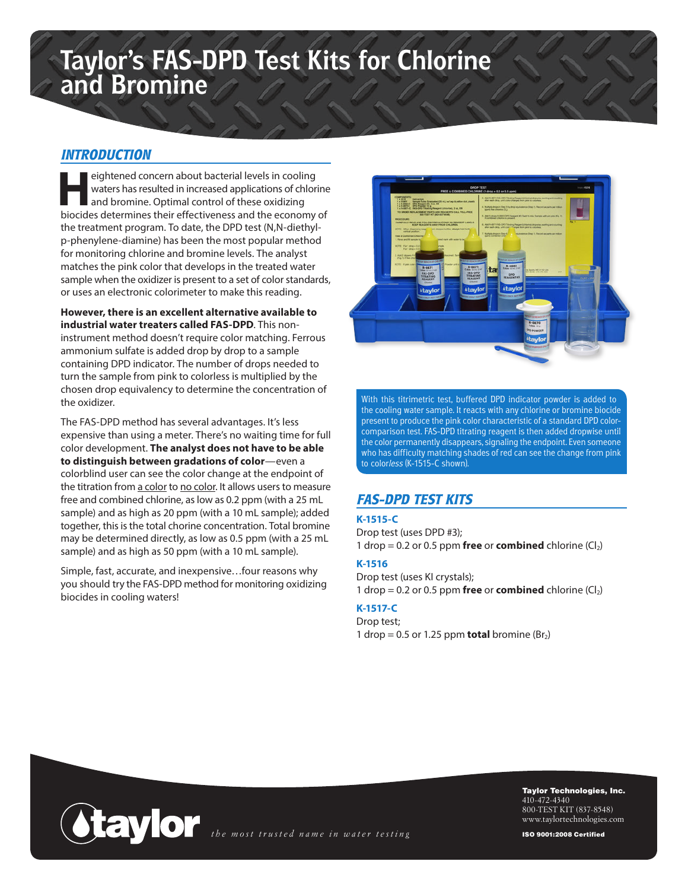# Taylor's FAS-DPD Test Kits for Chlorine and Bromine

## INTRODUCTION

Heightened concern about bacterial levels in cooling waters has resulted in increased applications of chlorine and bromine. Optimal control of these oxidizing biocides determines their effectiveness and the economy of the treatment program. To date, the DPD test (N,N-diethyl-p-phenylene-diamine) has been the most popular method for monitoring chlorine and bromine levels. The analyst matches the pink color that develops in the treated water sample when the oxidizer is present to a set of color standards, or uses an electronic colorimeter to make this reading.

**However, there is an excellent alternative available to industrial water treaters called FAS-DPD**. This non-instrument method doesn't require color matching. Ferrous ammonium sulfate is added drop by drop to a sample containing DPD indicator. The number of drops needed to turn the sample from pink to colorless is multiplied by the chosen drop equivalency to determine the concentration of the oxidizer.

The FAS-DPD method has several advantages. It's less expensive than using a meter. There's no waiting time for full color development. **The analyst does not have to be able to distinguish between gradations of color**—even a colorblind user can see the color change at the endpoint of the titration from a color to no color. It allows users to measure free and combined chlorine, as low as 0.2 ppm (with a 25 mL sample) and as high as 20 ppm (with a 10 mL sample); added together, this is the total chorine concentration. Total bromine may be determined directly, as low as 0.5 ppm (with a 25 mL sample) and as high as 50 ppm (with a 10 mL sample).

Simple, fast, accurate, and inexpensive…four reasons why you should try the FAS-DPD method for monitoring oxidizing biocides in cooling waters!

With this titrimetric test, buffered DPD indicator powder is added to the cooling water sample. It reacts with any chlorine or bromine biocide present to produce the pink color characteristic of a standard DPD color-comparison test. FAS-DPD titrating reagent is then added dropwise until the color permanently disappears, signaling the endpoint. Even someone who has difficulty matching shades of red can see the change from pink to color*less* (K-1515-C shown).

## FAS-DPD TEST KITS

### K-1515-C

Drop test (uses DPD #3);
1 drop = 0.2 or 0.5 ppm **free** or **combined** chlorine ($Cl_2$)

### K-1516

Drop test (uses KI crystals);
1 drop = 0.2 or 0.5 ppm **free** or **combined** chlorine ($Cl_2$)

### K-1517-C

Drop test;
1 drop = 0.5 or 1.25 ppm **total** bromine ($Br_2$)

taylor *the most trusted name in water testing*

**Taylor Technologies, Inc.**
410-472-4340
800-TEST KIT (837-8548)
www.taylortechnologies.com

**ISO 9001:2008 Certified**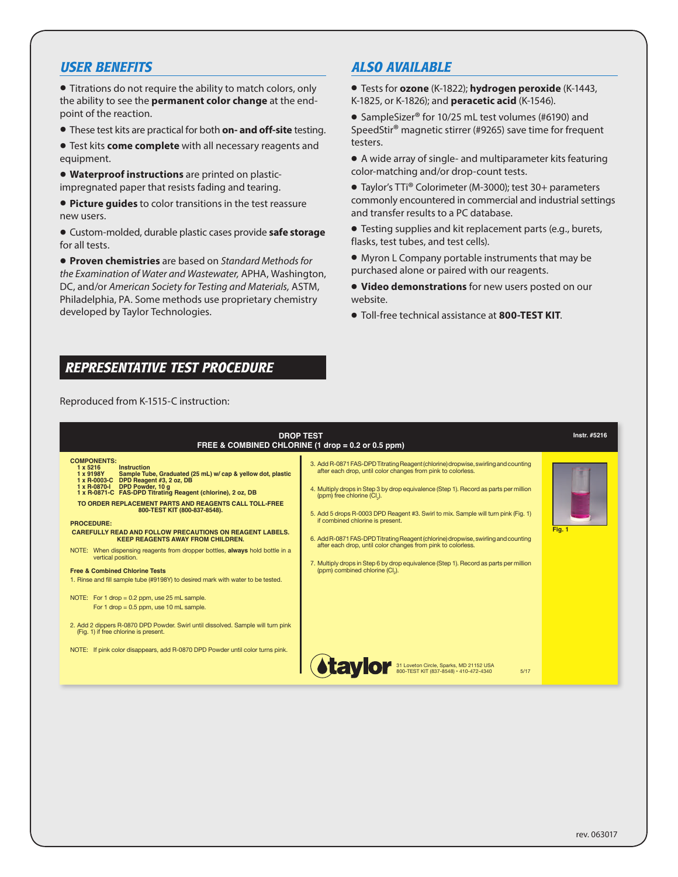## USER BENEFITS

- Titrations do not require the ability to match colors, only the ability to see the **permanent color change** at the end-point of the reaction.
- These test kits are practical for both **on- and off-site** testing.
- Test kits **come complete** with all necessary reagents and equipment.
- **Waterproof instructions** are printed on plastic-impregnated paper that resists fading and tearing.
- **Picture guides** to color transitions in the test reassure new users.
- Custom-molded, durable plastic cases provide **safe storage** for all tests.
- **Proven chemistries** are based on *Standard Methods for the Examination of Water and Wastewater,* APHA, Washington, DC, and/or *American Society for Testing and Materials,* ASTM, Philadelphia, PA. Some methods use proprietary chemistry developed by Taylor Technologies.

## ALSO AVAILABLE

- Tests for **ozone** (K-1822); **hydrogen peroxide** (K-1443, K-1825, or K-1826); and **peracetic acid** (K-1546).
- SampleSizer® for 10/25 mL test volumes (#6190) and SpeedStir® magnetic stirrer (#9265) save time for frequent testers.
- A wide array of single- and multiparameter kits featuring color-matching and/or drop-count tests.
- Taylor's TTi® Colorimeter (M-3000); test 30+ parameters commonly encountered in commercial and industrial settings and transfer results to a PC database.
- Testing supplies and kit replacement parts (e.g., burets, flasks, test tubes, and test cells).
- Myron L Company portable instruments that may be purchased alone or paired with our reagents.
- **Video demonstrations** for new users posted on our website.
- Toll-free technical assistance at **800-TEST KIT**.

## REPRESENTATIVE TEST PROCEDURE

Reproduced from K-1515-C instruction:

**DROP TEST**
**FREE & COMBINED CHLORINE (1 drop = 0.2 or 0.5 ppm)**

Instr. #5216

**COMPONENTS:**

- **1 x 5216** Instruction
- **1 x 9198Y** Sample Tube, Graduated (25 mL) w/ cap & yellow dot, plastic
- **1 x R-0003-C** DPD Reagent #3, 2 oz, DB
- **1 x R-0870-I** DPD Powder, 10 g
- **1 x R-0871-C** FAS-DPD Titrating Reagent (chlorine), 2 oz, DB

**TO ORDER REPLACEMENT PARTS AND REAGENTS CALL TOLL-FREE 800-TEST KIT (800-837-8548).**

**PROCEDURE:**

**CAREFULLY READ AND FOLLOW PRECAUTIONS ON REAGENT LABELS. KEEP REAGENTS AWAY FROM CHILDREN.**

NOTE: When dispensing reagents from dropper bottles, **always** hold bottle in a vertical position.

**Free & Combined Chlorine Tests**

1. Rinse and fill sample tube (#9198Y) to desired mark with water to be tested.

NOTE: For 1 drop = 0.2 ppm, use 25 mL sample.
For 1 drop = 0.5 ppm, use 10 mL sample.

2. Add 2 dippers R-0870 DPD Powder. Swirl until dissolved. Sample will turn pink (Fig. 1) if free chlorine is present.

NOTE: If pink color disappears, add R-0870 DPD Powder until color turns pink.

3. Add R-0871 FAS-DPD Titrating Reagent (chlorine) dropwise, swirling and counting after each drop, until color changes from pink to colorless.
4. Multiply drops in Step 3 by drop equivalence (Step 1). Record as parts per million (ppm) free chlorine ($Cl_2$).
5. Add 5 drops R-0003 DPD Reagent #3. Swirl to mix. Sample will turn pink (Fig. 1) if combined chlorine is present.
6. Add R-0871 FAS-DPD Titrating Reagent (chlorine) dropwise, swirling and counting after each drop, until color changes from pink to colorless.
7. Multiply drops in Step 6 by drop equivalence (Step 1). Record as parts per million (ppm) combined chlorine ($Cl_2$).

Fig. 1

taylor 31 Loveton Circle, Sparks, MD 21152 USA
800-TEST KIT (837-8548) • 410-472-4340 5/17

rev. 063017